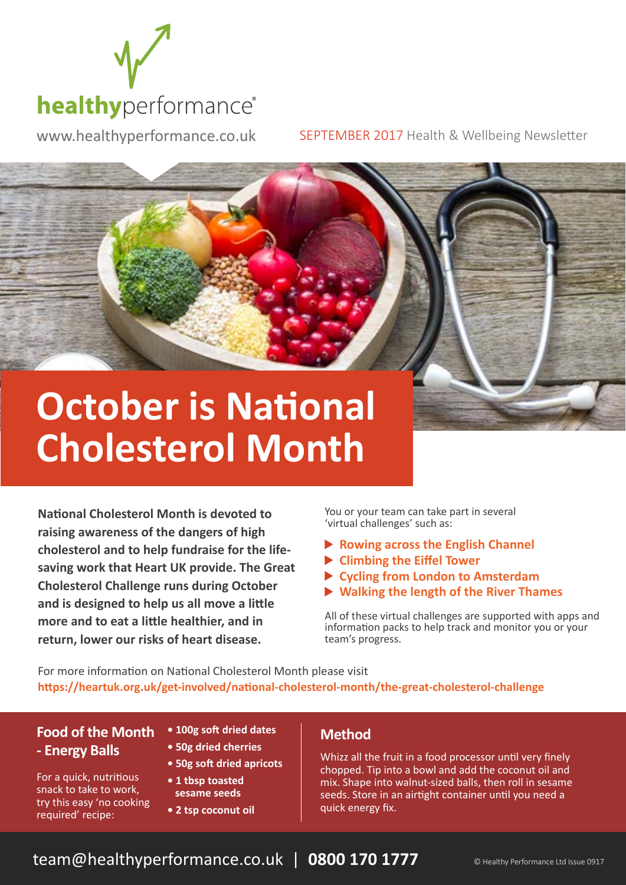**healthyperformance®**

www.healthyperformance.co.uk

SEPTEMBER 2017 Health & Wellbeing Newsletter

# October is National Cholesterol Month

**National Cholesterol Month is devoted to raising awareness of the dangers of high cholesterol and to help fundraise for the life-saving work that Heart UK provide. The Great Cholesterol Challenge runs during October and is designed to help us all move a little more and to eat a little healthier, and in return, lower our risks of heart disease.**

You or your team can take part in several 'virtual challenges' such as:

- **Rowing across the English Channel**
- **Climbing the Eiffel Tower**
- **Cycling from London to Amsterdam**
- **Walking the length of the River Thames**

All of these virtual challenges are supported with apps and information packs to help track and monitor you or your team's progress.

For more information on National Cholesterol Month please visit **https://heartuk.org.uk/get-involved/national-cholesterol-month/the-great-cholesterol-challenge**

## Food of the Month - Energy Balls

For a quick, nutritious snack to take to work, try this easy 'no cooking required' recipe:

- **100g soft dried dates**
- **50g dried cherries**
- **50g soft dried apricots**
- **1 tbsp toasted sesame seeds**
- **2 tsp coconut oil**

## Method

Whizz all the fruit in a food processor until very finely chopped. Tip into a bowl and add the coconut oil and mix. Shape into walnut-sized balls, then roll in sesame seeds. Store in an airtight container until you need a quick energy fix.

team@healthyperformance.co.uk | **0800 170 1777**

© Healthy Performance Ltd Issue 0917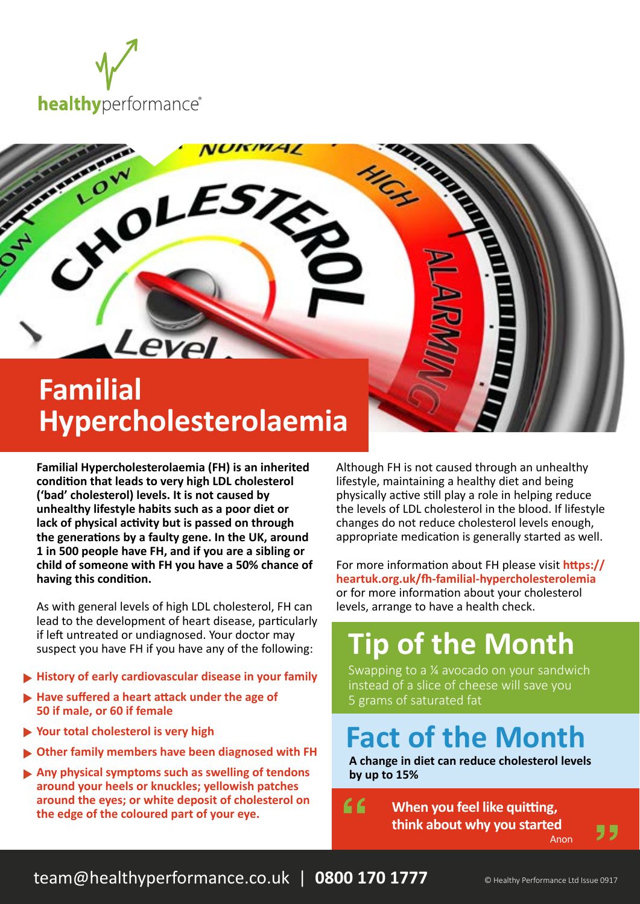healthyperformance®

# Familial Hypercholesterolaemia

**Familial Hypercholesterolaemia (FH) is an inherited condition that leads to very high LDL cholesterol ('bad' cholesterol) levels. It is not caused by unhealthy lifestyle habits such as a poor diet or lack of physical activity but is passed on through the generations by a faulty gene. In the UK, around 1 in 500 people have FH, and if you are a sibling or child of someone with FH you have a 50% chance of having this condition.**

As with general levels of high LDL cholesterol, FH can lead to the development of heart disease, particularly if left untreated or undiagnosed. Your doctor may suspect you have FH if you have any of the following:

- **History of early cardiovascular disease in your family**
- **Have suffered a heart attack under the age of 50 if male, or 60 if female**
- **Your total cholesterol is very high**
- **Other family members have been diagnosed with FH**
- **Any physical symptoms such as swelling of tendons around your heels or knuckles; yellowish patches around the eyes; or white deposit of cholesterol on the edge of the coloured part of your eye.**

Although FH is not caused through an unhealthy lifestyle, maintaining a healthy diet and being physically active still play a role in helping reduce the levels of LDL cholesterol in the blood. If lifestyle changes do not reduce cholesterol levels enough, appropriate medication is generally started as well.

For more information about FH please visit **https://heartuk.org.uk/fh-familial-hypercholesterolemia** or for more information about your cholesterol levels, arrange to have a health check.

## Tip of the Month

Swapping to a ¼ avocado on your sandwich instead of a slice of cheese will save you 5 grams of saturated fat

## Fact of the Month

**A change in diet can reduce cholesterol levels by up to 15%**

> **When you feel like quitting, think about why you started**
>
> Anon

team@healthyperformance.co.uk | **0800 170 1777**

© Healthy Performance Ltd Issue 0917